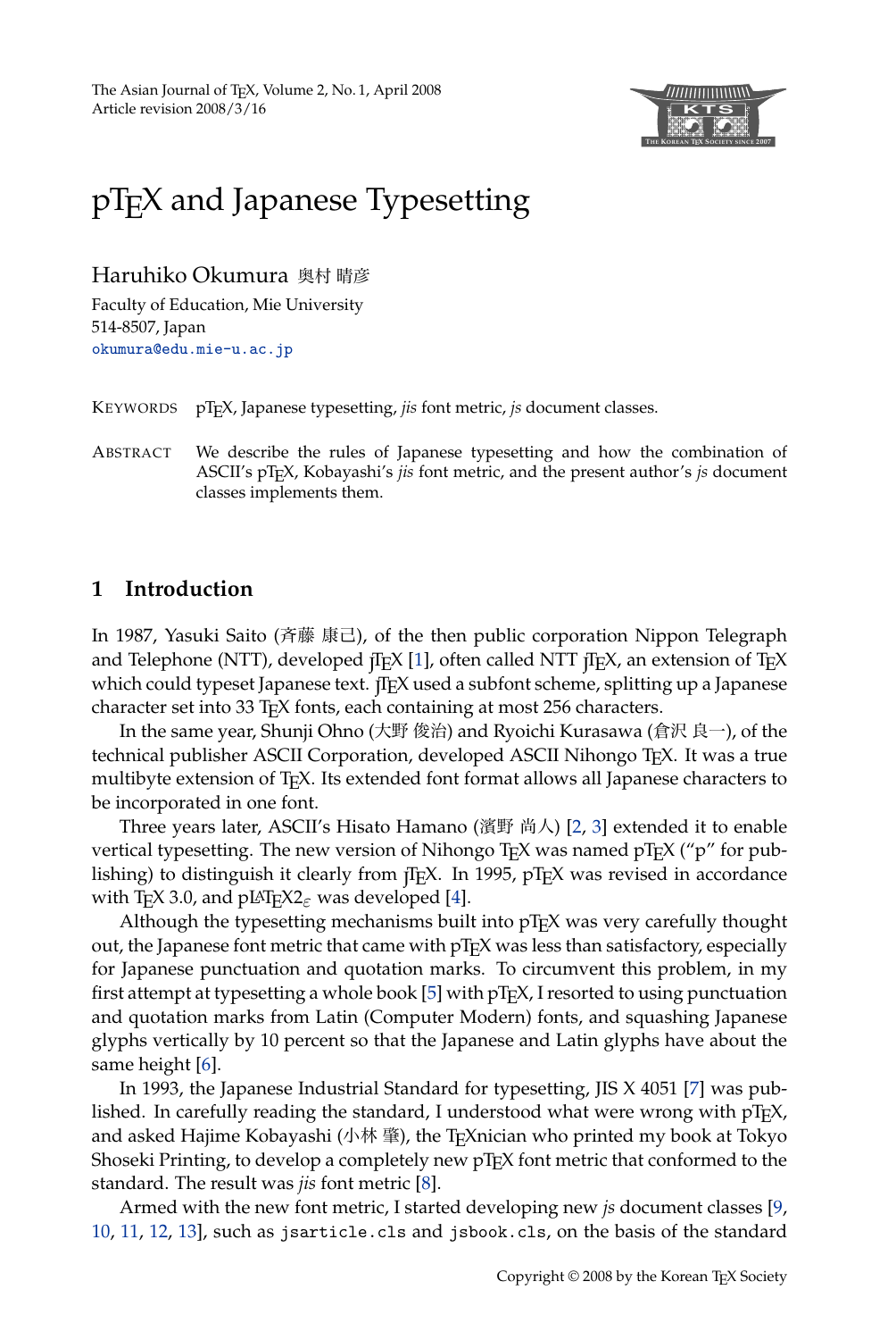# pTEX and Japanese Typesetting

Haruhiko Okumura 奥村 晴彦

Faculty of Education, Mie University
514-8507, Japan
okumura@edu.mie-u.ac.jp

KEYWORDS pTEX, Japanese typesetting, *jis* font metric, *js* document classes.

ABSTRACT We describe the rules of Japanese typesetting and how the combination of ASCII's pTEX, Kobayashi's *jis* font metric, and the present author's *js* document classes implements them.

## 1 Introduction

In 1987, Yasuki Saito (斉藤 康己), of the then public corporation Nippon Telegraph and Telephone (NTT), developed jTEX [1], often called NTT jTEX, an extension of TEX which could typeset Japanese text. jTEX used a subfont scheme, splitting up a Japanese character set into 33 TEX fonts, each containing at most 256 characters.

In the same year, Shunji Ohno (大野 俊治) and Ryoichi Kurasawa (倉沢 良一), of the technical publisher ASCII Corporation, developed ASCII Nihongo TEX. It was a true multibyte extension of TEX. Its extended font format allows all Japanese characters to be incorporated in one font.

Three years later, ASCII's Hisato Hamano (濱野 尚人) [2, 3] extended it to enable vertical typesetting. The new version of Nihongo TEX was named pTEX ("p" for publishing) to distinguish it clearly from jTEX. In 1995, pTEX was revised in accordance with TEX 3.0, and pLATEX2$_\varepsilon$ was developed [4].

Although the typesetting mechanisms built into pTEX was very carefully thought out, the Japanese font metric that came with pTEX was less than satisfactory, especially for Japanese punctuation and quotation marks. To circumvent this problem, in my first attempt at typesetting a whole book [5] with pTEX, I resorted to using punctuation and quotation marks from Latin (Computer Modern) fonts, and squashing Japanese glyphs vertically by 10 percent so that the Japanese and Latin glyphs have about the same height [6].

In 1993, the Japanese Industrial Standard for typesetting, JIS X 4051 [7] was published. In carefully reading the standard, I understood what were wrong with pTEX, and asked Hajime Kobayashi (小林 肇), the TEXnician who printed my book at Tokyo Shoseki Printing, to develop a completely new pTEX font metric that conformed to the standard. The result was *jis* font metric [8].

Armed with the new font metric, I started developing new *js* document classes [9, 10, 11, 12, 13], such as `jsarticle.cls` and `jsbook.cls`, on the basis of the standard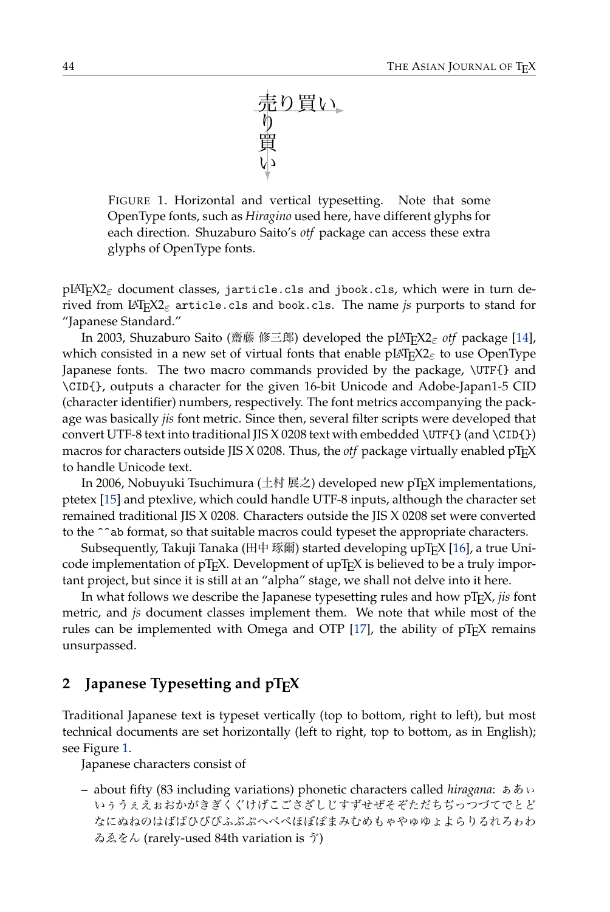売り買い

り

買

い

FIGURE 1. Horizontal and vertical typesetting. Note that some OpenType fonts, such as *Hiragino* used here, have different glyphs for each direction. Shuzaburo Saito's *otf* package can access these extra glyphs of OpenType fonts.

pLaTeX2$_\varepsilon$ document classes, `jarticle.cls` and `jbook.cls`, which were in turn derived from LaTeX2$_\varepsilon$ `article.cls` and `book.cls`. The name *js* purports to stand for "Japanese Standard."

In 2003, Shuzaburo Saito (齋藤 修三郎) developed the pLaTeX2$_\varepsilon$ *otf* package [14], which consisted in a new set of virtual fonts that enable pLaTeX2$_\varepsilon$ to use OpenType Japanese fonts. The two macro commands provided by the package, `\UTF{}` and `\CID{}`, outputs a character for the given 16-bit Unicode and Adobe-Japan1-5 CID (character identifier) numbers, respectively. The font metrics accompanying the package was basically *jis* font metric. Since then, several filter scripts were developed that convert UTF-8 text into traditional JIS X 0208 text with embedded `\UTF{}` (and `\CID{}`) macros for characters outside JIS X 0208. Thus, the *otf* package virtually enabled pTeX to handle Unicode text.

In 2006, Nobuyuki Tsuchimura (土村 展之) developed new pTeX implementations, ptetex [15] and ptexlive, which could handle UTF-8 inputs, although the character set remained traditional JIS X 0208. Characters outside the JIS X 0208 set were converted to the `^^ab` format, so that suitable macros could typeset the appropriate characters.

Subsequently, Takuji Tanaka (田中 琢爾) started developing upTeX [16], a true Unicode implementation of pTeX. Development of upTeX is believed to be a truly important project, but since it is still at an "alpha" stage, we shall not delve into it here.

In what follows we describe the Japanese typesetting rules and how pTeX, *jis* font metric, and *js* document classes implement them. We note that while most of the rules can be implemented with Omega and OTP [17], the ability of pTeX remains unsurpassed.

## 2 Japanese Typesetting and pTeX

Traditional Japanese text is typeset vertically (top to bottom, right to left), but most technical documents are set horizontally (left to right, top to bottom, as in English); see Figure 1.

Japanese characters consist of

- about fifty (83 including variations) phonetic characters called *hiragana*: ぁあぃいぅうぇえぉおかがきぎくぐけげこごさざしじすずせぜそぞただちぢっつづてでとどなにぬねのはばぱひびぴふぶぷへべぺほぼぽまみむめもゃやゅゆょよらりるれろゎわゐゑをん (rarely-used 84th variation is ゔ)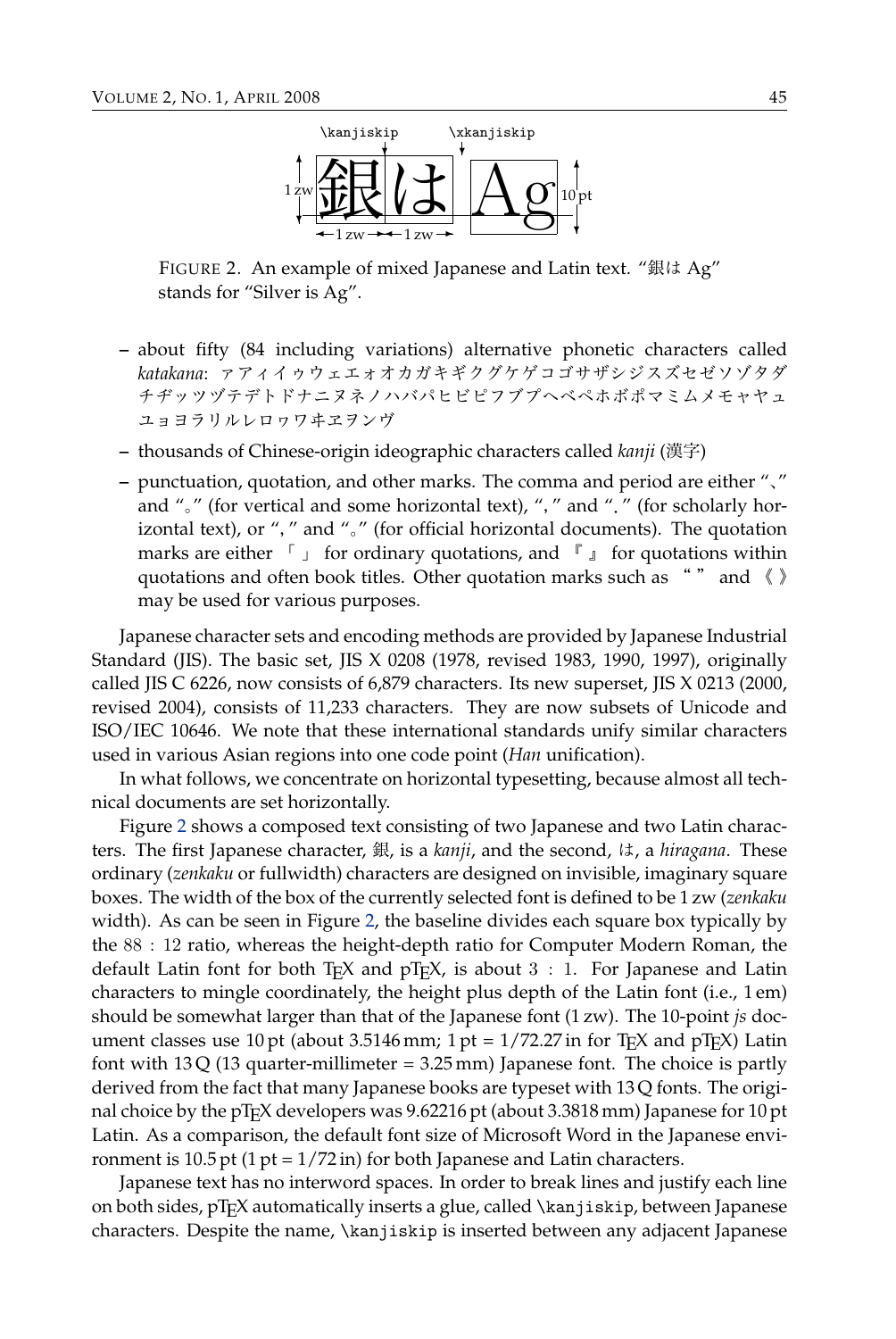FIGURE 2. An example of mixed Japanese and Latin text. “銀は Ag” stands for “Silver is Ag”.

- about fifty (84 including variations) alternative phonetic characters called *katakana*: ァアィイゥウェエォオカガキギクグケゲコゴサザシジスズセゼソゾタダチヂッツヅテデトドナニヌネノハバパヒビピフブプヘベペホボポマミムメモャヤュユョヨラリルレロヮワヰヱヲンヴ
- thousands of Chinese-origin ideographic characters called *kanji* (漢字)
- punctuation, quotation, and other marks. The comma and period are either “、” and “。” (for vertical and some horizontal text), “，” and “．” (for scholarly horizontal text), or “，” and “。” (for official horizontal documents). The quotation marks are either 「」 for ordinary quotations, and 『』 for quotations within quotations and often book titles. Other quotation marks such as “ ” and 《》 may be used for various purposes.

Japanese character sets and encoding methods are provided by Japanese Industrial Standard (JIS). The basic set, JIS X 0208 (1978, revised 1983, 1990, 1997), originally called JIS C 6226, now consists of 6,879 characters. Its new superset, JIS X 0213 (2000, revised 2004), consists of 11,233 characters. They are now subsets of Unicode and ISO/IEC 10646. We note that these international standards unify similar characters used in various Asian regions into one code point (*Han* unification).

In what follows, we concentrate on horizontal typesetting, because almost all technical documents are set horizontally.

Figure 2 shows a composed text consisting of two Japanese and two Latin characters. The first Japanese character, 銀, is a *kanji*, and the second, は, a *hiragana*. These ordinary (*zenkaku* or fullwidth) characters are designed on invisible, imaginary square boxes. The width of the box of the currently selected font is defined to be 1 zw (*zenkaku* width). As can be seen in Figure 2, the baseline divides each square box typically by the $88 : 12$ ratio, whereas the height-depth ratio for Computer Modern Roman, the default Latin font for both TEX and pTEX, is about $3 : 1$. For Japanese and Latin characters to mingle coordinately, the height plus depth of the Latin font (i.e., 1 em) should be somewhat larger than that of the Japanese font (1 zw). The 10-point *js* document classes use 10 pt (about 3.5146 mm; 1 pt = 1/72.27 in for TEX and pTEX) Latin font with 13 Q (13 quarter-millimeter = 3.25 mm) Japanese font. The choice is partly derived from the fact that many Japanese books are typeset with 13 Q fonts. The original choice by the pTEX developers was 9.62216 pt (about 3.3818 mm) Japanese for 10 pt Latin. As a comparison, the default font size of Microsoft Word in the Japanese environment is 10.5 pt (1 pt = 1/72 in) for both Japanese and Latin characters.

Japanese text has no interword spaces. In order to break lines and justify each line on both sides, pTEX automatically inserts a glue, called `\kanjiskip`, between Japanese characters. Despite the name, `\kanjiskip` is inserted between any adjacent Japanese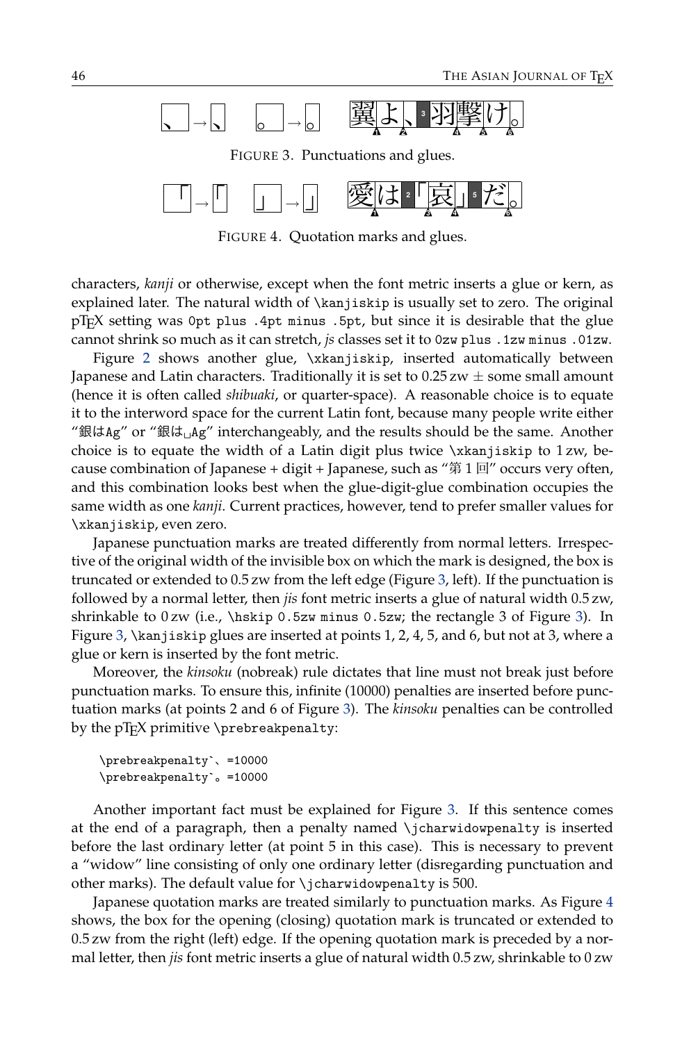FIGURE 3. Punctuations and glues.

FIGURE 4. Quotation marks and glues.

characters, *kanji* or otherwise, except when the font metric inserts a glue or kern, as explained later. The natural width of `\kanjiskip` is usually set to zero. The original pTEX setting was `0pt plus .4pt minus .5pt`, but since it is desirable that the glue cannot shrink so much as it can stretch, *js* classes set it to `0zw plus .1zw minus .01zw`.

Figure 2 shows another glue, `\xkanjiskip`, inserted automatically between Japanese and Latin characters. Traditionally it is set to 0.25 zw ± some small amount (hence it is often called *shibuaki*, or quarter-space). A reasonable choice is to equate it to the interword space for the current Latin font, because many people write either “銀は`Ag`” or “銀は␣`Ag`” interchangeably, and the results should be the same. Another choice is to equate the width of a Latin digit plus twice `\xkanjiskip` to 1 zw, because combination of Japanese + digit + Japanese, such as “第 1 回” occurs very often, and this combination looks best when the glue-digit-glue combination occupies the same width as one *kanji*. Current practices, however, tend to prefer smaller values for `\xkanjiskip`, even zero.

Japanese punctuation marks are treated differently from normal letters. Irrespective of the original width of the invisible box on which the mark is designed, the box is truncated or extended to 0.5 zw from the left edge (Figure 3, left). If the punctuation is followed by a normal letter, then *jis* font metric inserts a glue of natural width 0.5 zw, shrinkable to 0 zw (i.e., `\hskip 0.5zw minus 0.5zw`; the rectangle 3 of Figure 3). In Figure 3, `\kanjiskip` glues are inserted at points 1, 2, 4, 5, and 6, but not at 3, where a glue or kern is inserted by the font metric.

Moreover, the *kinsoku* (nobreak) rule dictates that line must not break just before punctuation marks. To ensure this, infinite (10000) penalties are inserted before punctuation marks (at points 2 and 6 of Figure 3). The *kinsoku* penalties can be controlled by the pTEX primitive `\prebreakpenalty`:

```
\prebreakpenalty`、=10000
\prebreakpenalty`。=10000
```

Another important fact must be explained for Figure 3. If this sentence comes at the end of a paragraph, then a penalty named `\jcharwidowpenalty` is inserted before the last ordinary letter (at point 5 in this case). This is necessary to prevent a “widow” line consisting of only one ordinary letter (disregarding punctuation and other marks). The default value for `\jcharwidowpenalty` is 500.

Japanese quotation marks are treated similarly to punctuation marks. As Figure 4 shows, the box for the opening (closing) quotation mark is truncated or extended to 0.5 zw from the right (left) edge. If the opening quotation mark is preceded by a normal letter, then *jis* font metric inserts a glue of natural width 0.5 zw, shrinkable to 0 zw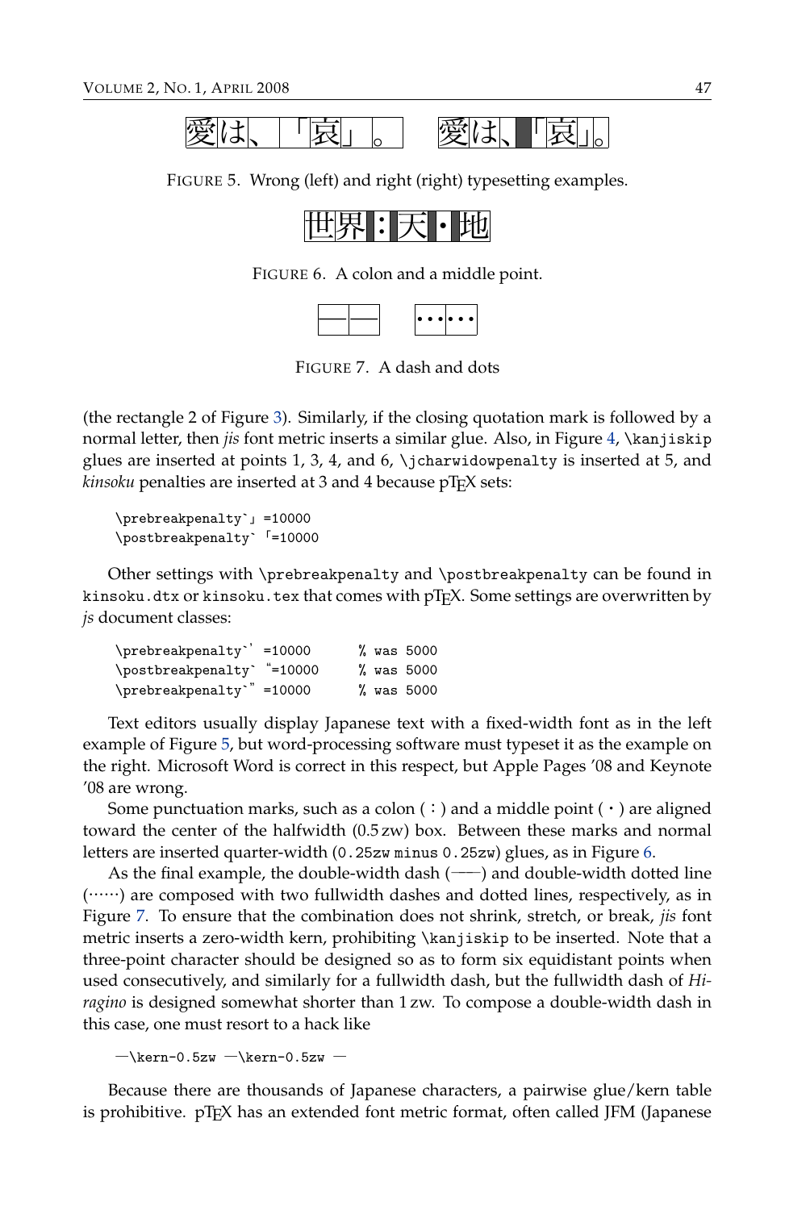FIGURE 5. Wrong (left) and right (right) typesetting examples.

FIGURE 6. A colon and a middle point.

FIGURE 7. A dash and dots

(the rectangle 2 of Figure 3). Similarly, if the closing quotation mark is followed by a normal letter, then *jis* font metric inserts a similar glue. Also, in Figure 4, `\kanjiskip` glues are inserted at points 1, 3, 4, and 6, `\jcharwidowpenalty` is inserted at 5, and *kinsoku* penalties are inserted at 3 and 4 because pTEX sets:

```
\prebreakpenalty`」=10000
\postbreakpenalty`「=10000
```

Other settings with `\prebreakpenalty` and `\postbreakpenalty` can be found in `kinsoku.dtx` or `kinsoku.tex` that comes with pTEX. Some settings are overwritten by *js* document classes:

```
\prebreakpenalty`’=10000      % was 5000
\postbreakpenalty`“=10000     % was 5000
\prebreakpenalty`”=10000      % was 5000
```

Text editors usually display Japanese text with a fixed-width font as in the left example of Figure 5, but word-processing software must typeset it as the example on the right. Microsoft Word is correct in this respect, but Apple Pages ’08 and Keynote ’08 are wrong.

Some punctuation marks, such as a colon（：）and a middle point（・）are aligned toward the center of the halfwidth (0.5 zw) box. Between these marks and normal letters are inserted quarter-width (`0.25zw minus 0.25zw`) glues, as in Figure 6.

As the final example, the double-width dash (——) and double-width dotted line (……) are composed with two fullwidth dashes and dotted lines, respectively, as in Figure 7. To ensure that the combination does not shrink, stretch, or break, *jis* font metric inserts a zero-width kern, prohibiting `\kanjiskip` to be inserted. Note that a three-point character should be designed so as to form six equidistant points when used consecutively, and similarly for a fullwidth dash, but the fullwidth dash of *Hiragino* is designed somewhat shorter than 1 zw. To compose a double-width dash in this case, one must resort to a hack like

```
—\kern-0.5zw —\kern-0.5zw —
```

Because there are thousands of Japanese characters, a pairwise glue/kern table is prohibitive. pTEX has an extended font metric format, often called JFM (Japanese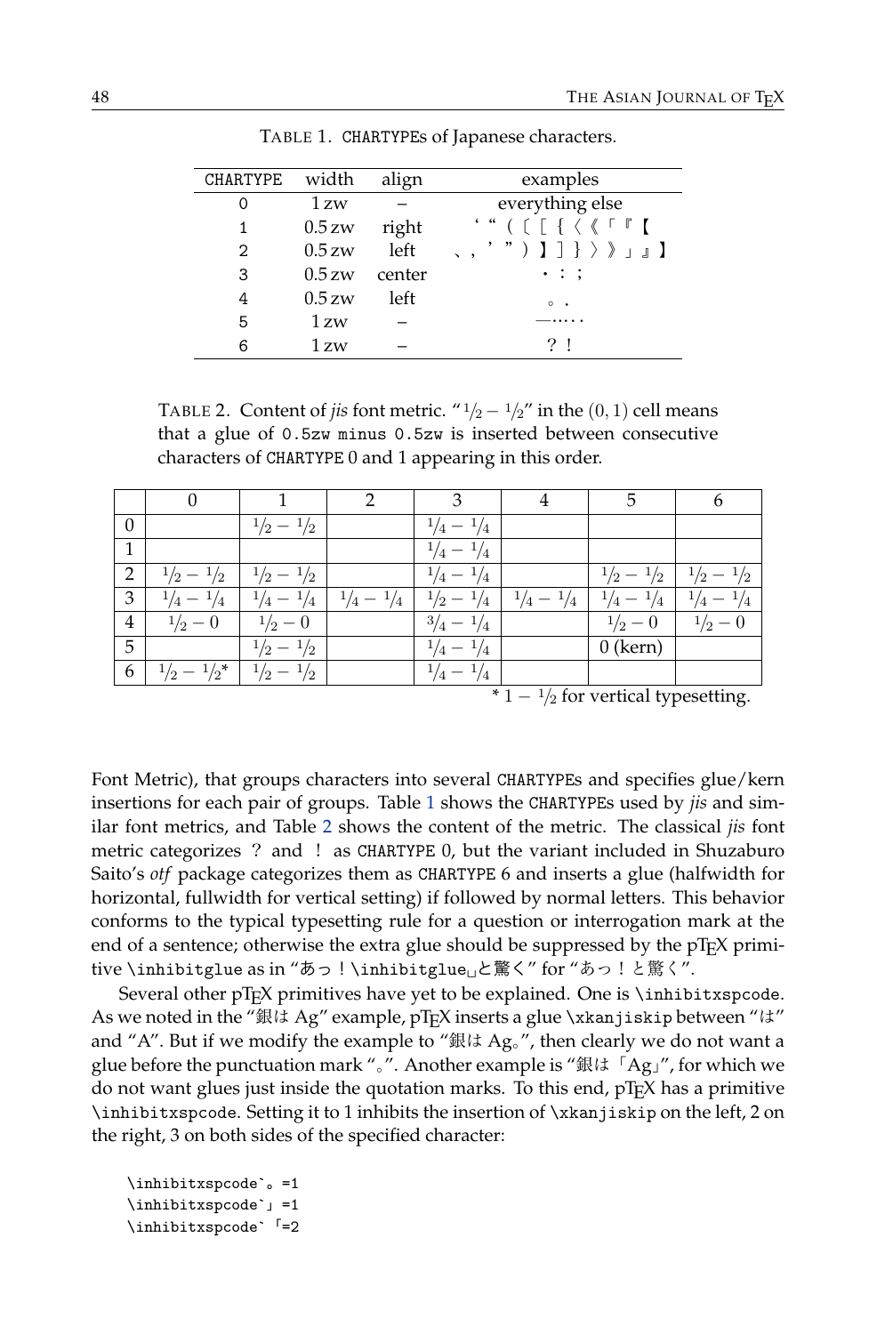TABLE 1. CHARTYPEs of Japanese characters.

| CHARTYPE | width | align | examples |
|---|---|---|---|
| 0 | 1 zw | – | everything else |
| 1 | 0.5 zw | right | ‘ “ （ 〔 ［ ｛ 〈 《 「 『 【 |
| 2 | 0.5 zw | left | 、 ， ’ ” ） 〕 ］ ｝ 〉 》 」 』 】 |
| 3 | 0.5 zw | center | ・ ： ； |
| 4 | 0.5 zw | left | 。 ． |
| 5 | 1 zw | – | —…‥ |
| 6 | 1 zw | – | ？ ！ |

TABLE 2. Content of *jis* font metric. "$1/2 - 1/2$" in the $(0,1)$ cell means that a glue of `0.5zw minus 0.5zw` is inserted between consecutive characters of CHARTYPE 0 and 1 appearing in this order.

| | 0 | 1 | 2 | 3 | 4 | 5 | 6 |
|---|---|---|---|---|---|---|---|
| 0 | | $1/2 - 1/2$ | | $1/4 - 1/4$ | | | |
| 1 | | | | $1/4 - 1/4$ | | | |
| 2 | $1/2 - 1/2$ | $1/2 - 1/2$ | | $1/4 - 1/4$ | | $1/2 - 1/2$ | $1/2 - 1/2$ |
| 3 | $1/4 - 1/4$ | $1/4 - 1/4$ | $1/4 - 1/4$ | $1/2 - 1/4$ | $1/4 - 1/4$ | $1/4 - 1/4$ | $1/4 - 1/4$ |
| 4 | $1/2 - 0$ | $1/2 - 0$ | | $3/4 - 1/4$ | | $1/2 - 0$ | $1/2 - 0$ |
| 5 | | $1/2 - 1/2$ | | $1/4 - 1/4$ | | 0 (kern) | |
| 6 | $1/2 - 1/2$* | $1/2 - 1/2$ | | $1/4 - 1/4$ | | | |

\* $1 - 1/2$ for vertical typesetting.

Font Metric), that groups characters into several CHARTYPEs and specifies glue/kern insertions for each pair of groups. Table 1 shows the CHARTYPEs used by *jis* and similar font metrics, and Table 2 shows the content of the metric. The classical *jis* font metric categorizes ？ and ！ as CHARTYPE 0, but the variant included in Shuzaburo Saito's *otf* package categorizes them as CHARTYPE 6 and inserts a glue (halfwidth for horizontal, fullwidth for vertical setting) if followed by normal letters. This behavior conforms to the typical typesetting rule for a question or interrogation mark at the end of a sentence; otherwise the extra glue should be suppressed by the pTEX primitive `\inhibitglue` as in "あっ！`\inhibitglue␣`と驚く" for "あっ！と驚く".

Several other pTEX primitives have yet to be explained. One is `\inhibitxspcode`. As we noted in the "銀は Ag" example, pTEX inserts a glue `\xkanjiskip` between "は" and "A". But if we modify the example to "銀は Ag。", then clearly we do not want a glue before the punctuation mark "。". Another example is "銀は「Ag」", for which we do not want glues just inside the quotation marks. To this end, pTEX has a primitive `\inhibitxspcode`. Setting it to 1 inhibits the insertion of `\xkanjiskip` on the left, 2 on the right, 3 on both sides of the specified character:

```
\inhibitxspcode`。=1
\inhibitxspcode`」=1
\inhibitxspcode`「=2
```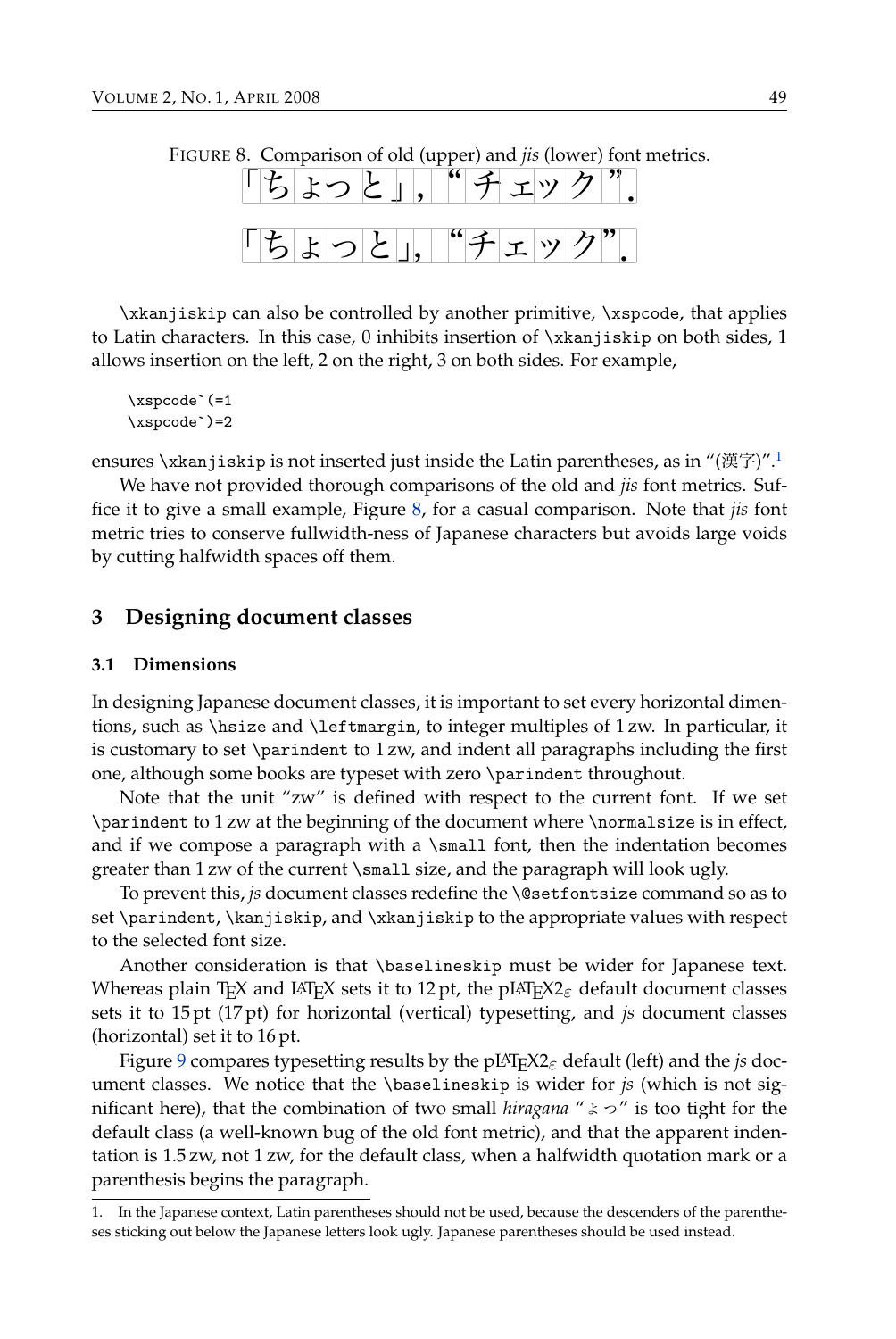FIGURE 8. Comparison of old (upper) and *jis* (lower) font metrics.

「ちょっと」, “チェック”.

「ちょっと」, “チェック”.

`\xkanjiskip` can also be controlled by another primitive, `\xspcode`, that applies to Latin characters. In this case, 0 inhibits insertion of `\xkanjiskip` on both sides, 1 allows insertion on the left, 2 on the right, 3 on both sides. For example,

```
\xspcode`(=1
\xspcode`)=2
```

ensures `\xkanjiskip` is not inserted just inside the Latin parentheses, as in “(漢字)”.[1]

We have not provided thorough comparisons of the old and *jis* font metrics. Suffice it to give a small example, Figure 8, for a casual comparison. Note that *jis* font metric tries to conserve fullwidth-ness of Japanese characters but avoids large voids by cutting halfwidth spaces off them.

## 3 Designing document classes

### 3.1 Dimensions

In designing Japanese document classes, it is important to set every horizontal dimentions, such as `\hsize` and `\leftmargin`, to integer multiples of 1 zw. In particular, it is customary to set `\parindent` to 1 zw, and indent all paragraphs including the first one, although some books are typeset with zero `\parindent` throughout.

Note that the unit “zw” is defined with respect to the current font. If we set `\parindent` to 1 zw at the beginning of the document where `\normalsize` is in effect, and if we compose a paragraph with a `\small` font, then the indentation becomes greater than 1 zw of the current `\small` size, and the paragraph will look ugly.

To prevent this, *js* document classes redefine the `\@setfontsize` command so as to set `\parindent`, `\kanjiskip`, and `\xkanjiskip` to the appropriate values with respect to the selected font size.

Another consideration is that `\baselineskip` must be wider for Japanese text. Whereas plain TeX and LaTeX sets it to 12 pt, the pLaTeX2ε default document classes sets it to 15 pt (17 pt) for horizontal (vertical) typesetting, and *js* document classes (horizontal) set it to 16 pt.

Figure 9 compares typesetting results by the pLaTeX2ε default (left) and the *js* document classes. We notice that the `\baselineskip` is wider for *js* (which is not significant here), that the combination of two small *hiragana* “ょっ” is too tight for the default class (a well-known bug of the old font metric), and that the apparent indentation is 1.5 zw, not 1 zw, for the default class, when a halfwidth quotation mark or a parenthesis begins the paragraph.

---

1. In the Japanese context, Latin parentheses should not be used, because the descenders of the parentheses sticking out below the Japanese letters look ugly. Japanese parentheses should be used instead.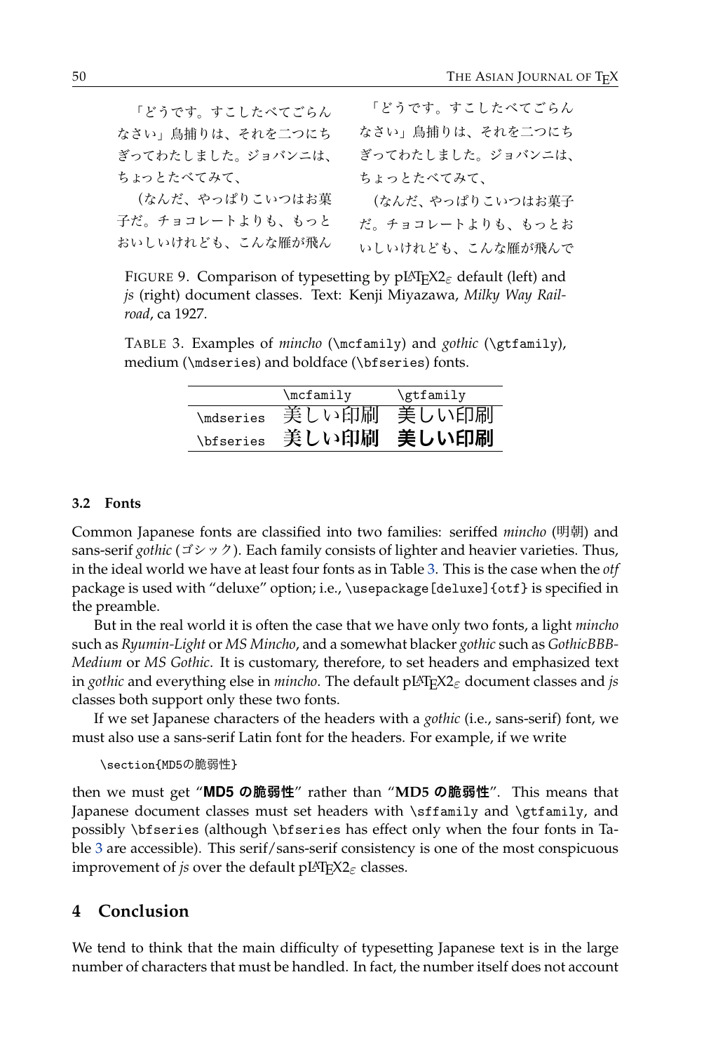「どうです。すこしたべてごらんなさい」鳥捕りは、それを二つにちぎってわたしました。ジョバンニは、ちょっとたべてみて、

（なんだ、やっぱりこいつはお菓子だ。チョコレートよりも、もっとおいしいけれども、こんな雁が飛ん

「どうです。すこしたべてごらんなさい」鳥捕りは、それを二つにちぎってわたしました。ジョバンニは、ちょっとたべてみて、

（なんだ、やっぱりこいつはお菓子だ。チョコレートよりも、もっとおいしいけれども、こんな雁が飛んで

FIGURE 9. Comparison of typesetting by pLaTeX2$_\varepsilon$ default (left) and *js* (right) document classes. Text: Kenji Miyazawa, *Milky Way Railroad*, ca 1927.

TABLE 3. Examples of *mincho* (`\mcfamily`) and *gothic* (`\gtfamily`), medium (`\mdseries`) and boldface (`\bfseries`) fonts.

| | `\mcfamily` | `\gtfamily` |
|---|---|---|
| `\mdseries` | 美しい印刷 | 美しい印刷 |
| `\bfseries` | **美しい印刷** | **美しい印刷** |

### 3.2 Fonts

Common Japanese fonts are classified into two families: seriffed *mincho* (明朝) and sans-serif *gothic* (ゴシック). Each family consists of lighter and heavier varieties. Thus, in the ideal world we have at least four fonts as in Table 3. This is the case when the *otf* package is used with "deluxe" option; i.e., `\usepackage[deluxe]{otf}` is specified in the preamble.

But in the real world it is often the case that we have only two fonts, a light *mincho* such as *Ryumin-Light* or *MS Mincho*, and a somewhat blacker *gothic* such as *GothicBBB-Medium* or *MS Gothic*. It is customary, therefore, to set headers and emphasized text in *gothic* and everything else in *mincho*. The default pLaTeX2$_\varepsilon$ document classes and *js* classes both support only these two fonts.

If we set Japanese characters of the headers with a *gothic* (i.e., sans-serif) font, we must also use a sans-serif Latin font for the headers. For example, if we write

```
\section{MD5の脆弱性}
```

then we must get "**MD5 の脆弱性**" rather than "**MD5 の脆弱性**". This means that Japanese document classes must set headers with `\sffamily` and `\gtfamily`, and possibly `\bfseries` (although `\bfseries` has effect only when the four fonts in Table 3 are accessible). This serif/sans-serif consistency is one of the most conspicuous improvement of *js* over the default pLaTeX2$_\varepsilon$ classes.

## 4 Conclusion

We tend to think that the main difficulty of typesetting Japanese text is in the large number of characters that must be handled. In fact, the number itself does not account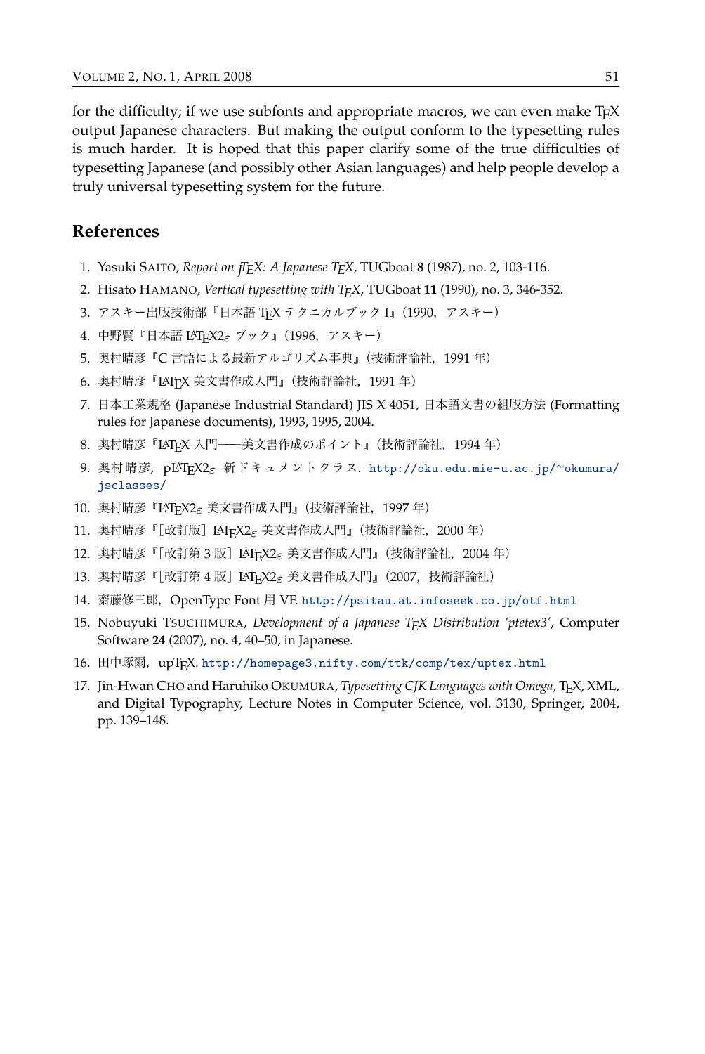for the difficulty; if we use subfonts and appropriate macros, we can even make TEX output Japanese characters. But making the output conform to the typesetting rules is much harder. It is hoped that this paper clarify some of the true difficulties of typesetting Japanese (and possibly other Asian languages) and help people develop a truly universal typesetting system for the future.

## References

1. Yasuki SAITO, *Report on jTEX: A Japanese TEX*, TUGboat **8** (1987), no. 2, 103-116.
2. Hisato HAMANO, *Vertical typesetting with TEX*, TUGboat **11** (1990), no. 3, 346-352.
3. アスキー出版技術部『日本語 TEX テクニカルブック I』（1990，アスキー）
4. 中野賢『日本語 LATEX2ε ブック』（1996，アスキー）
5. 奥村晴彦『C 言語による最新アルゴリズム事典』（技術評論社，1991 年）
6. 奥村晴彦『LATEX 美文書作成入門』（技術評論社，1991 年）
7. 日本工業規格 (Japanese Industrial Standard) JIS X 4051, 日本語文書の組版方法 (Formatting rules for Japanese documents), 1993, 1995, 2004.
8. 奥村晴彦『LATEX 入門――美文書作成のポイント』（技術評論社，1994 年）
9. 奥村晴彦，pLATEX2ε 新ドキュメントクラス．http://oku.edu.mie-u.ac.jp/~okumura/jsclasses/
10. 奥村晴彦『LATEX2ε 美文書作成入門』（技術評論社，1997 年）
11. 奥村晴彦『［改訂版］LATEX2ε 美文書作成入門』（技術評論社，2000 年）
12. 奥村晴彦『［改訂第 3 版］LATEX2ε 美文書作成入門』（技術評論社，2004 年）
13. 奥村晴彦『［改訂第 4 版］LATEX2ε 美文書作成入門』（2007，技術評論社）
14. 齋藤修三郎，OpenType Font 用 VF. http://psitau.at.infoseek.co.jp/otf.html
15. Nobuyuki TSUCHIMURA, *Development of a Japanese TEX Distribution 'ptetex3'*, Computer Software **24** (2007), no. 4, 40–50, in Japanese.
16. 田中琢爾，upTEX. http://homepage3.nifty.com/ttk/comp/tex/uptex.html
17. Jin-Hwan CHO and Haruhiko OKUMURA, *Typesetting CJK Languages with Omega*, TEX, XML, and Digital Typography, Lecture Notes in Computer Science, vol. 3130, Springer, 2004, pp. 139–148.